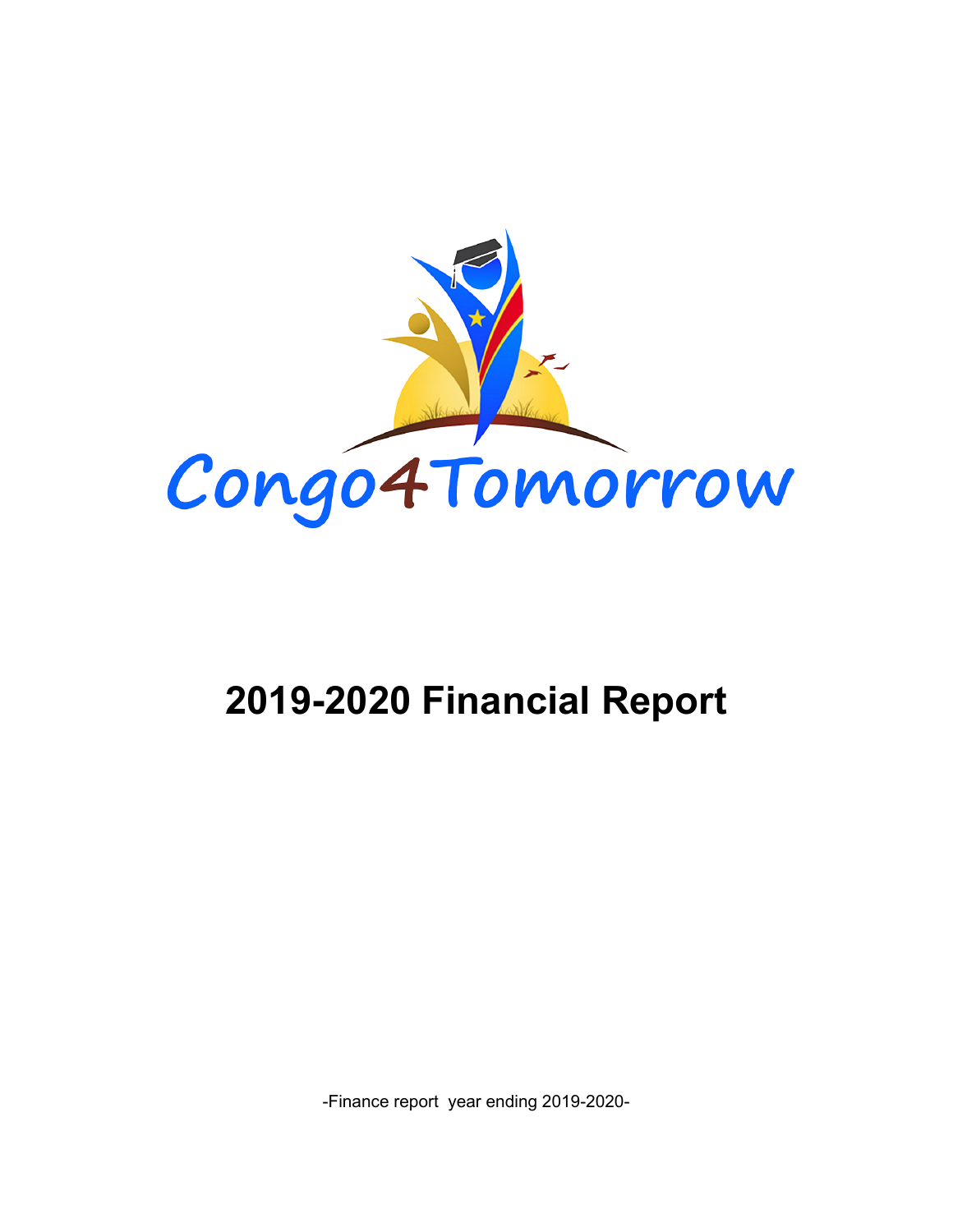Congo4Tomorrow

# 2019-2020 Financial Report

-Finance report year ending 2019-2020-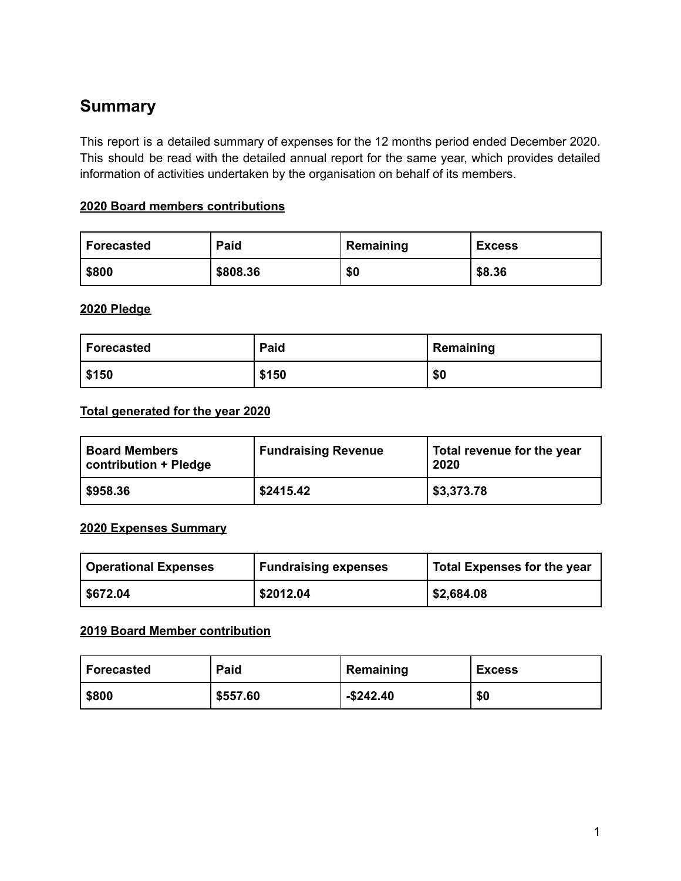## Summary

This report is a detailed summary of expenses for the 12 months period ended December 2020. This should be read with the detailed annual report for the same year, which provides detailed information of activities undertaken by the organisation on behalf of its members.

**2020 Board members contributions**

| Forecasted | Paid | Remaining | Excess |
|---|---|---|---|
| $800 | $808.36 | $0 | $8.36 |

**2020 Pledge**

| Forecasted | Paid | Remaining |
|---|---|---|
| $150 | $150 | $0 |

**Total generated for the year 2020**

| Board Members contribution + Pledge | Fundraising Revenue | Total revenue for the year 2020 |
|---|---|---|
| $958.36 | $2415.42 | $3,373.78 |

**2020 Expenses Summary**

| Operational Expenses | Fundraising expenses | Total Expenses for the year |
|---|---|---|
| $672.04 | $2012.04 | $2,684.08 |

**2019 Board Member contribution**

| Forecasted | Paid | Remaining | Excess |
|---|---|---|---|
| $800 | $557.60 | -$242.40 | $0 |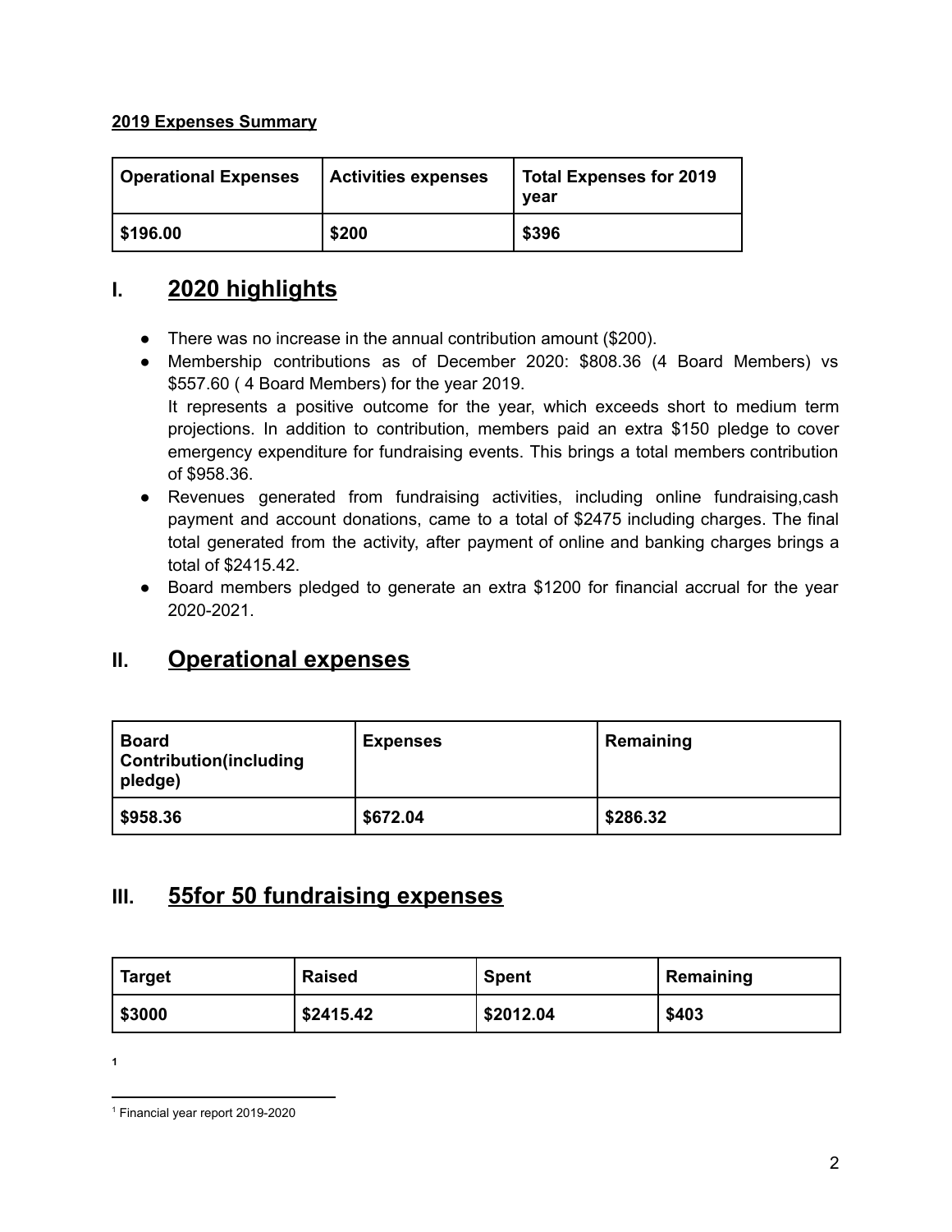**2019 Expenses Summary**

| Operational Expenses | Activities expenses | Total Expenses for 2019 year |
|---|---|---|
| **$196.00** | **$200** | **$396** |

## I. 2020 highlights

- There was no increase in the annual contribution amount ($200).
- Membership contributions as of December 2020: $808.36 (4 Board Members) vs $557.60 ( 4 Board Members) for the year 2019.
  It represents a positive outcome for the year, which exceeds short to medium term projections. In addition to contribution, members paid an extra $150 pledge to cover emergency expenditure for fundraising events. This brings a total members contribution of $958.36.
- Revenues generated from fundraising activities, including online fundraising,cash payment and account donations, came to a total of $2475 including charges. The final total generated from the activity, after payment of online and banking charges brings a total of $2415.42.
- Board members pledged to generate an extra $1200 for financial accrual for the year 2020-2021.

## II. Operational expenses

| Board Contribution(including pledge) | Expenses | Remaining |
|---|---|---|
| **$958.36** | **$672.04** | **$286.32** |

## III. 55for 50 fundraising expenses

| Target | Raised | Spent | Remaining |
|---|---|---|---|
| **$3000** | **$2415.42** | **$2012.04** | **$403** |

**[1]**

[1] Financial year report 2019-2020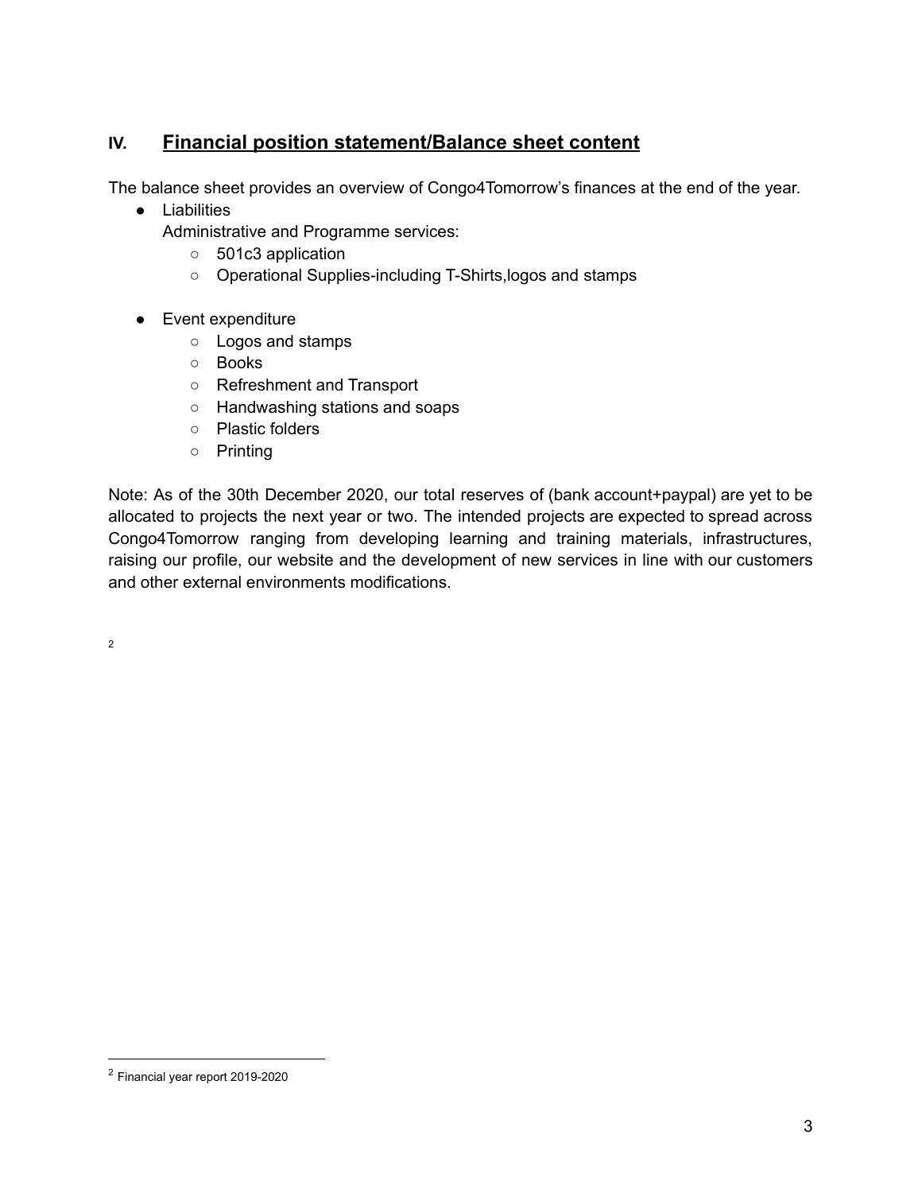## IV. Financial position statement/Balance sheet content

The balance sheet provides an overview of Congo4Tomorrow's finances at the end of the year.

- Liabilities
  Administrative and Programme services:
  - 501c3 application
  - Operational Supplies-including T-Shirts,logos and stamps

- Event expenditure
  - Logos and stamps
  - Books
  - Refreshment and Transport
  - Handwashing stations and soaps
  - Plastic folders
  - Printing

Note: As of the 30th December 2020, our total reserves of (bank account+paypal) are yet to be allocated to projects the next year or two. The intended projects are expected to spread across Congo4Tomorrow ranging from developing learning and training materials, infrastructures, raising our profile, our website and the development of new services in line with our customers and other external environments modifications.

[2]

[2] Financial year report 2019-2020